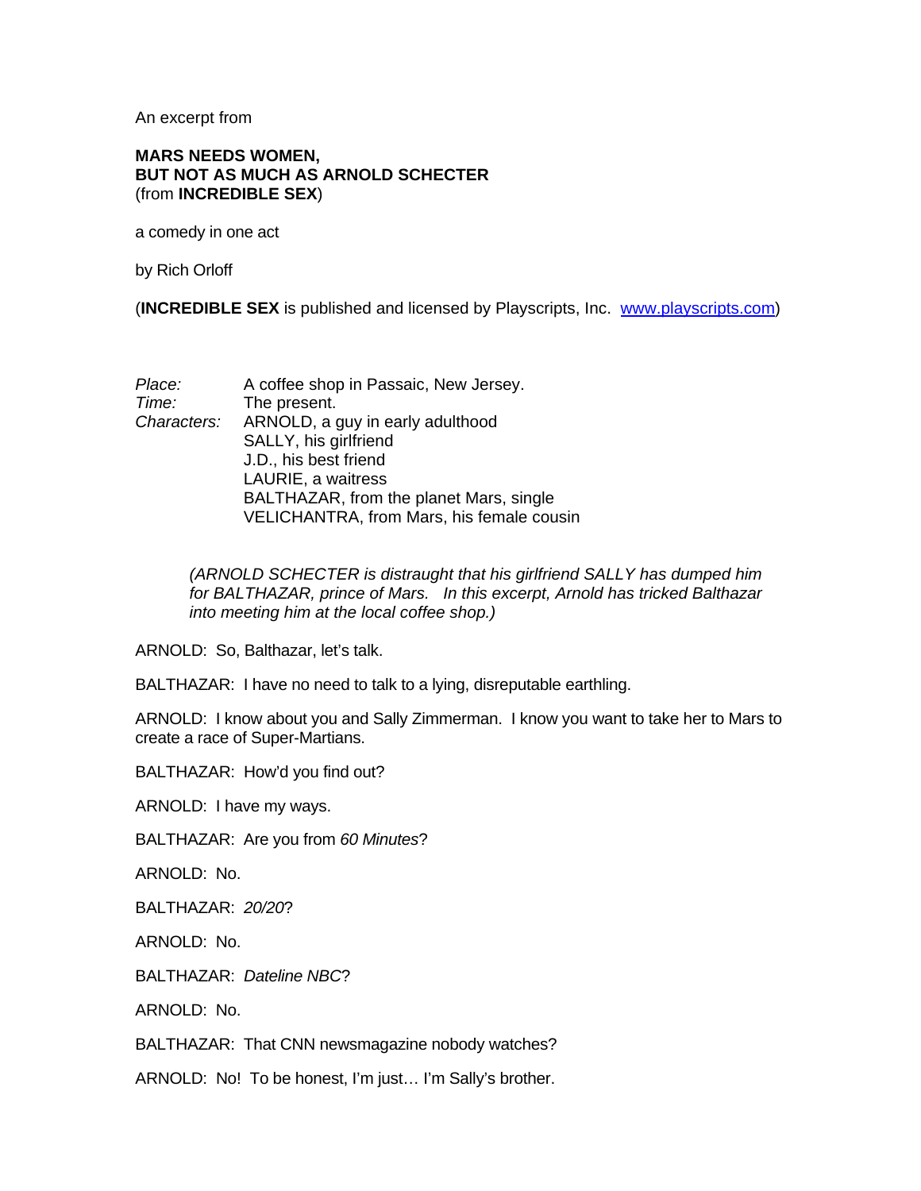An excerpt from

**MARS NEEDS WOMEN,**
**BUT NOT AS MUCH AS ARNOLD SCHECTER**
(from **INCREDIBLE SEX**)

a comedy in one act

by Rich Orloff

(**INCREDIBLE SEX** is published and licensed by Playscripts, Inc. [www.playscripts.com](http://www.playscripts.com))

*Place:* A coffee shop in Passaic, New Jersey.
*Time:* The present.
*Characters:* ARNOLD, a guy in early adulthood
SALLY, his girlfriend
J.D., his best friend
LAURIE, a waitress
BALTHAZAR, from the planet Mars, single
VELICHANTRA, from Mars, his female cousin

*(ARNOLD SCHECTER is distraught that his girlfriend SALLY has dumped him for BALTHAZAR, prince of Mars. In this excerpt, Arnold has tricked Balthazar into meeting him at the local coffee shop.)*

ARNOLD: So, Balthazar, let's talk.

BALTHAZAR: I have no need to talk to a lying, disreputable earthling.

ARNOLD: I know about you and Sally Zimmerman. I know you want to take her to Mars to create a race of Super-Martians.

BALTHAZAR: How'd you find out?

ARNOLD: I have my ways.

BALTHAZAR: Are you from *60 Minutes*?

ARNOLD: No.

BALTHAZAR: *20/20*?

ARNOLD: No.

BALTHAZAR: *Dateline NBC*?

ARNOLD: No.

BALTHAZAR: That CNN newsmagazine nobody watches?

ARNOLD: No! To be honest, I'm just… I'm Sally's brother.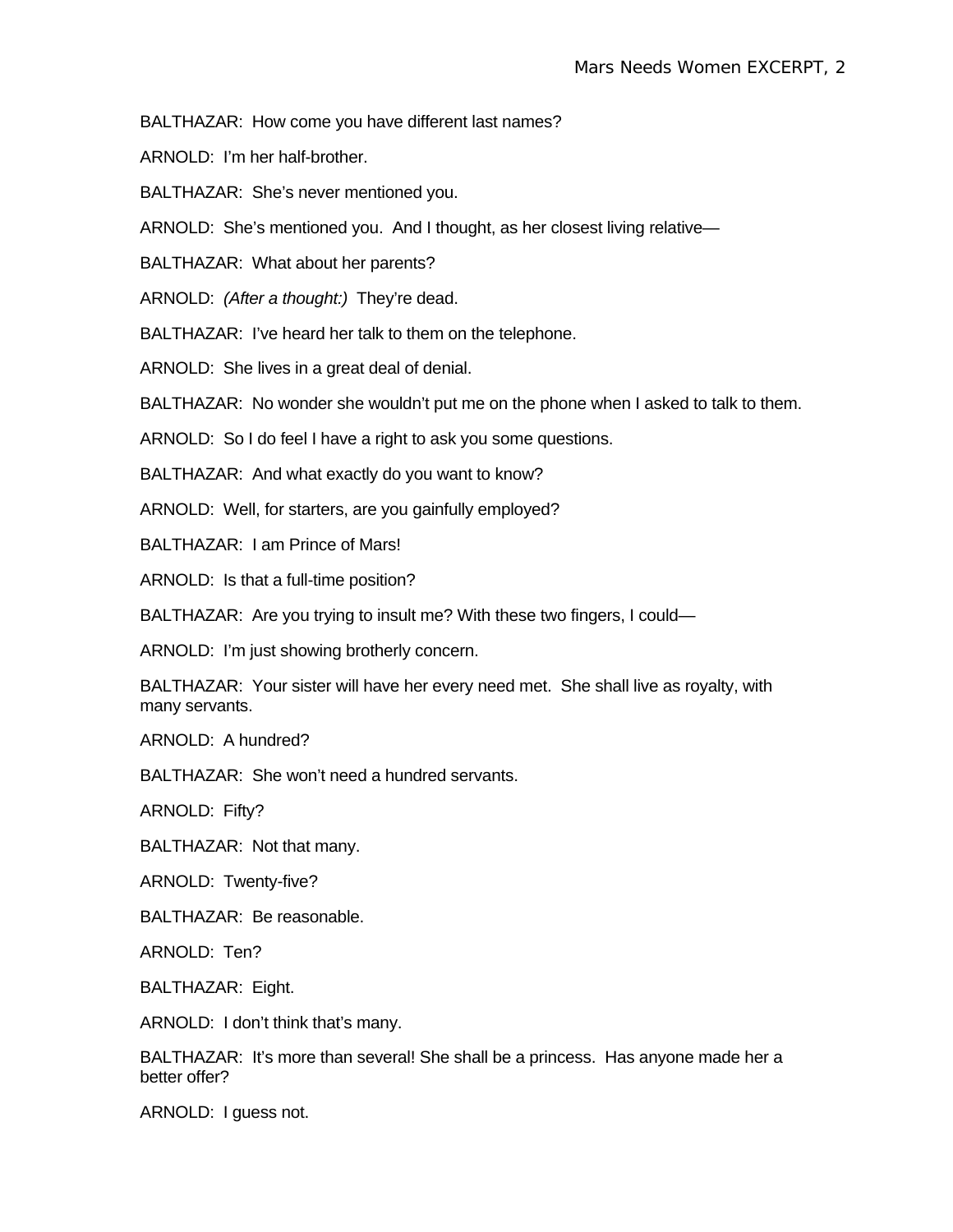BALTHAZAR: How come you have different last names?

ARNOLD: I'm her half-brother.

BALTHAZAR: She's never mentioned you.

ARNOLD: She's mentioned you. And I thought, as her closest living relative—

BALTHAZAR: What about her parents?

ARNOLD: *(After a thought:)* They're dead.

BALTHAZAR: I've heard her talk to them on the telephone.

ARNOLD: She lives in a great deal of denial.

BALTHAZAR: No wonder she wouldn't put me on the phone when I asked to talk to them.

ARNOLD: So I do feel I have a right to ask you some questions.

BALTHAZAR: And what exactly do you want to know?

ARNOLD: Well, for starters, are you gainfully employed?

BALTHAZAR: I am Prince of Mars!

ARNOLD: Is that a full-time position?

BALTHAZAR: Are you trying to insult me? With these two fingers, I could—

ARNOLD: I'm just showing brotherly concern.

BALTHAZAR: Your sister will have her every need met. She shall live as royalty, with many servants.

ARNOLD: A hundred?

BALTHAZAR: She won't need a hundred servants.

ARNOLD: Fifty?

BALTHAZAR: Not that many.

ARNOLD: Twenty-five?

BALTHAZAR: Be reasonable.

ARNOLD: Ten?

BALTHAZAR: Eight.

ARNOLD: I don't think that's many.

BALTHAZAR: It's more than several! She shall be a princess. Has anyone made her a better offer?

ARNOLD: I guess not.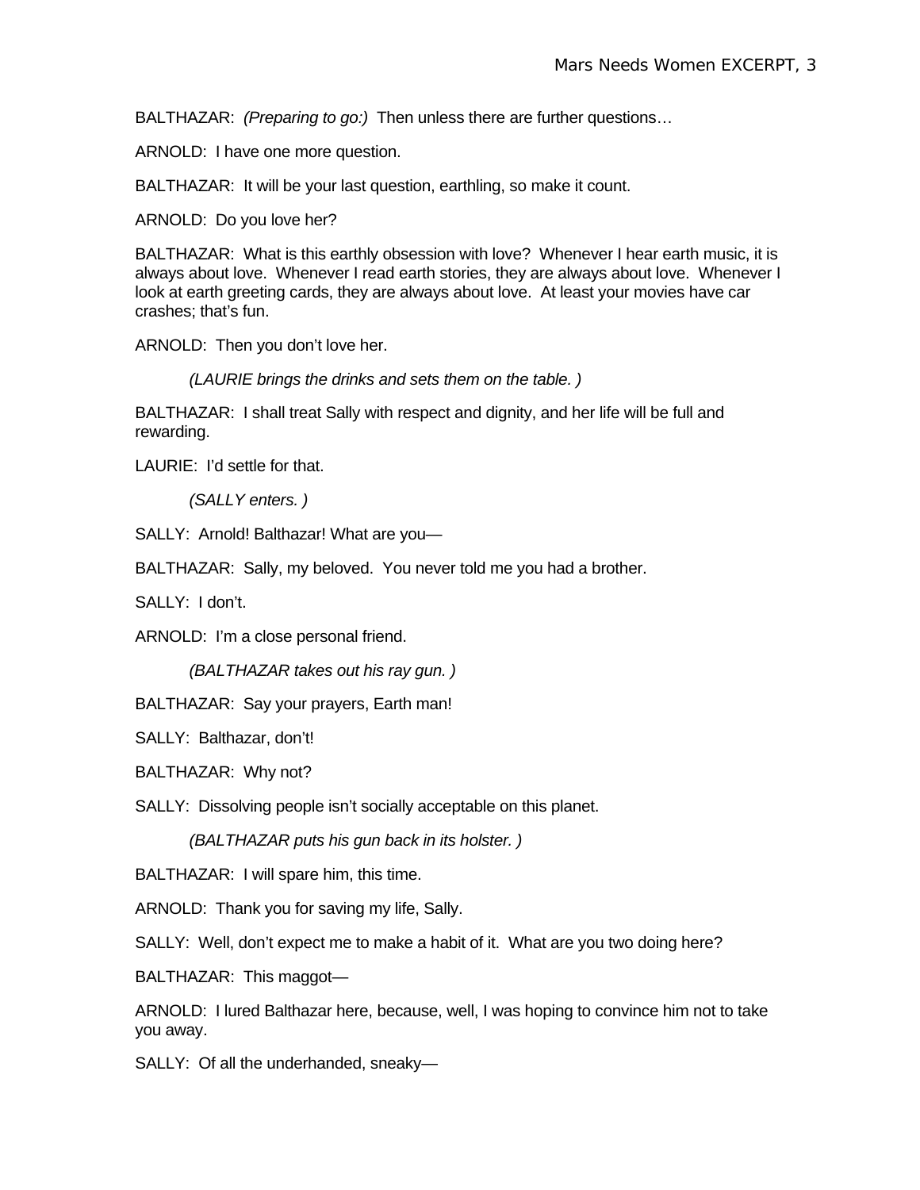BALTHAZAR: *(Preparing to go:)* Then unless there are further questions…

ARNOLD: I have one more question.

BALTHAZAR: It will be your last question, earthling, so make it count.

ARNOLD: Do you love her?

BALTHAZAR: What is this earthly obsession with love? Whenever I hear earth music, it is always about love. Whenever I read earth stories, they are always about love. Whenever I look at earth greeting cards, they are always about love. At least your movies have car crashes; that's fun.

ARNOLD: Then you don't love her.

*(LAURIE brings the drinks and sets them on the table. )*

BALTHAZAR: I shall treat Sally with respect and dignity, and her life will be full and rewarding.

LAURIE: I'd settle for that.

*(SALLY enters. )*

SALLY: Arnold! Balthazar! What are you—

BALTHAZAR: Sally, my beloved. You never told me you had a brother.

SALLY: I don't.

ARNOLD: I'm a close personal friend.

*(BALTHAZAR takes out his ray gun. )*

BALTHAZAR: Say your prayers, Earth man!

SALLY: Balthazar, don't!

BALTHAZAR: Why not?

SALLY: Dissolving people isn't socially acceptable on this planet.

*(BALTHAZAR puts his gun back in its holster. )*

BALTHAZAR: I will spare him, this time.

ARNOLD: Thank you for saving my life, Sally.

SALLY: Well, don't expect me to make a habit of it. What are you two doing here?

BALTHAZAR: This maggot—

ARNOLD: I lured Balthazar here, because, well, I was hoping to convince him not to take you away.

SALLY: Of all the underhanded, sneaky—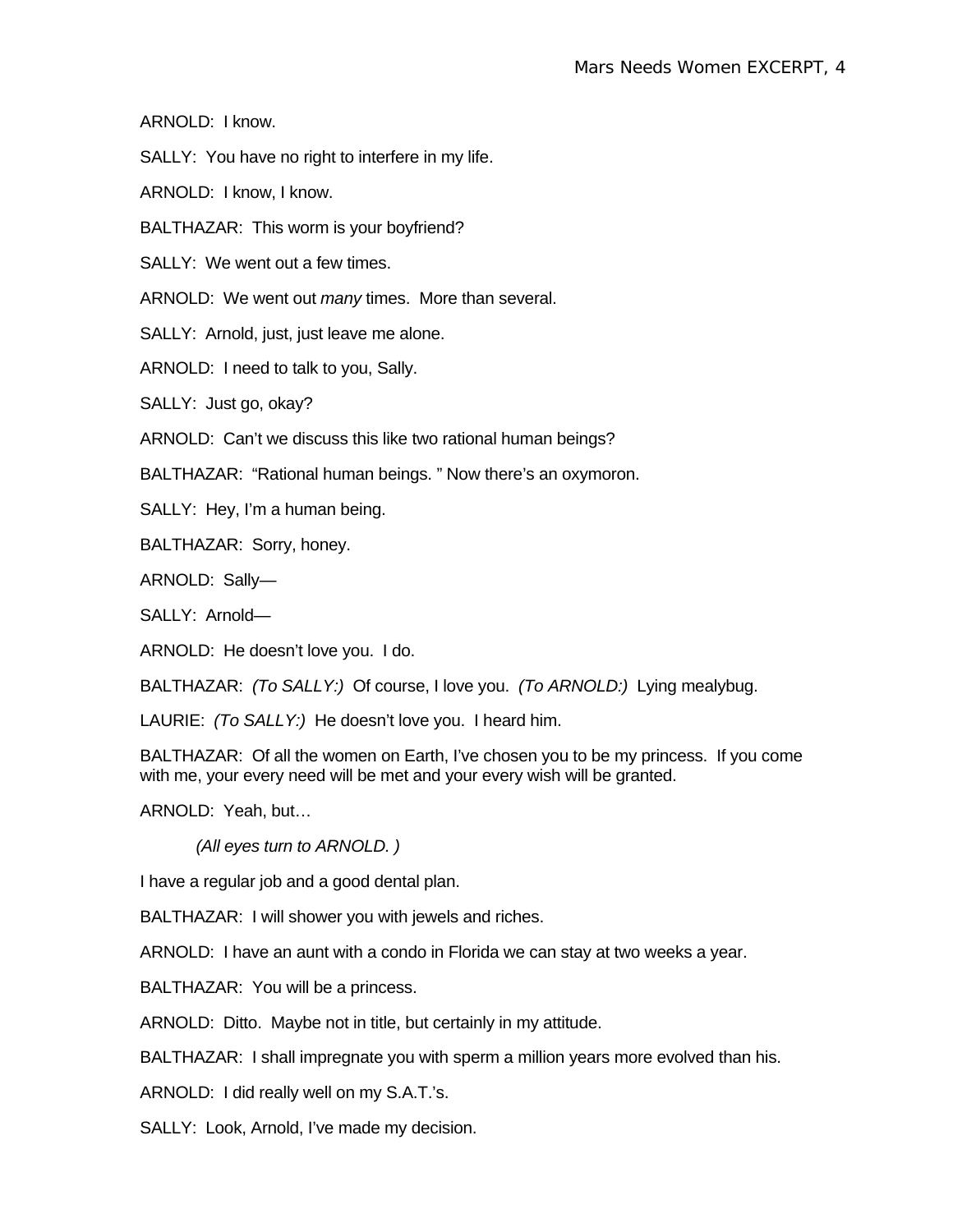ARNOLD: I know.

SALLY: You have no right to interfere in my life.

ARNOLD: I know, I know.

BALTHAZAR: This worm is your boyfriend?

SALLY: We went out a few times.

ARNOLD: We went out *many* times. More than several.

SALLY: Arnold, just, just leave me alone.

ARNOLD: I need to talk to you, Sally.

SALLY: Just go, okay?

ARNOLD: Can't we discuss this like two rational human beings?

BALTHAZAR: "Rational human beings. " Now there's an oxymoron.

SALLY: Hey, I'm a human being.

BALTHAZAR: Sorry, honey.

ARNOLD: Sally—

SALLY: Arnold—

ARNOLD: He doesn't love you. I do.

BALTHAZAR: *(To SALLY:)* Of course, I love you. *(To ARNOLD:)* Lying mealybug.

LAURIE: *(To SALLY:)* He doesn't love you. I heard him.

BALTHAZAR: Of all the women on Earth, I've chosen you to be my princess. If you come with me, your every need will be met and your every wish will be granted.

ARNOLD: Yeah, but…

*(All eyes turn to ARNOLD. )*

I have a regular job and a good dental plan.

BALTHAZAR: I will shower you with jewels and riches.

ARNOLD: I have an aunt with a condo in Florida we can stay at two weeks a year.

BALTHAZAR: You will be a princess.

ARNOLD: Ditto. Maybe not in title, but certainly in my attitude.

BALTHAZAR: I shall impregnate you with sperm a million years more evolved than his.

ARNOLD: I did really well on my S.A.T.'s.

SALLY: Look, Arnold, I've made my decision.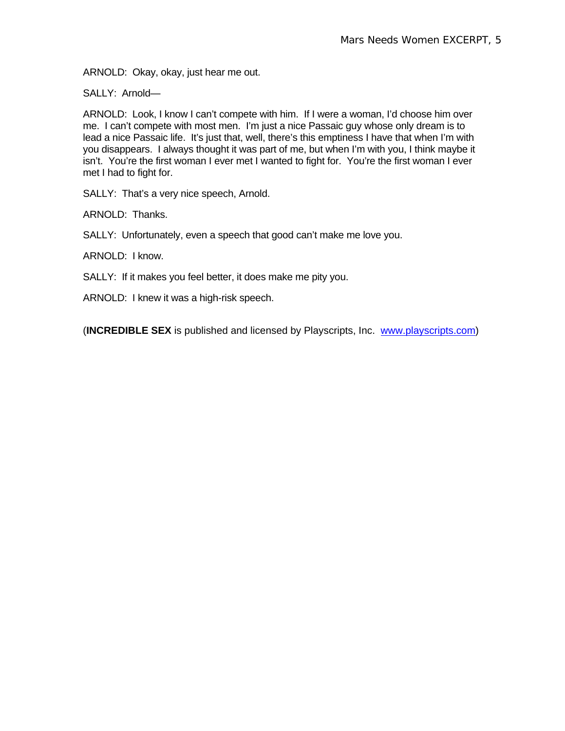ARNOLD: Okay, okay, just hear me out.

SALLY: Arnold—

ARNOLD: Look, I know I can't compete with him. If I were a woman, I'd choose him over me. I can't compete with most men. I'm just a nice Passaic guy whose only dream is to lead a nice Passaic life. It's just that, well, there's this emptiness I have that when I'm with you disappears. I always thought it was part of me, but when I'm with you, I think maybe it isn't. You're the first woman I ever met I wanted to fight for. You're the first woman I ever met I had to fight for.

SALLY: That's a very nice speech, Arnold.

ARNOLD: Thanks.

SALLY: Unfortunately, even a speech that good can't make me love you.

ARNOLD: I know.

SALLY: If it makes you feel better, it does make me pity you.

ARNOLD: I knew it was a high-risk speech.

(**INCREDIBLE SEX** is published and licensed by Playscripts, Inc. www.playscripts.com)